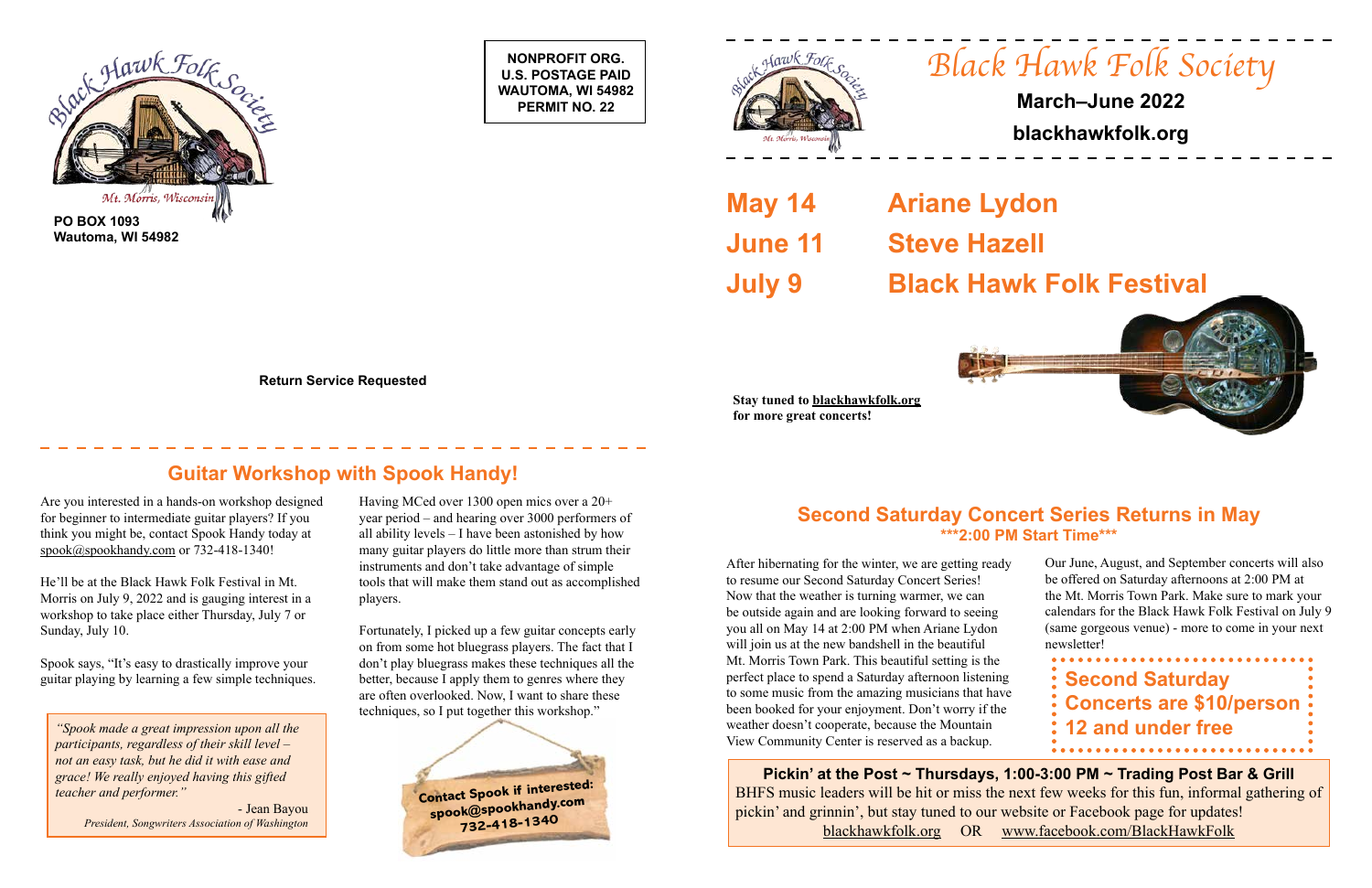Black Hawk Folk Society
Mt. Morris, Wisconsin

**PO BOX 1093**
**Wautoma, WI 54982**

**NONPROFIT ORG.**
**U.S. POSTAGE PAID**
**WAUTOMA, WI 54982**
**PERMIT NO. 22**

**Return Service Requested**

# Black Hawk Folk Society

**March–June 2022**

**blackhawkfolk.org**

## May 14 Ariane Lydon

## June 11 Steve Hazell

## July 9 Black Hawk Folk Festival

**Stay tuned to blackhawkfolk.org for more great concerts!**

## Guitar Workshop with Spook Handy!

Are you interested in a hands-on workshop designed for beginner to intermediate guitar players? If you think you might be, contact Spook Handy today at spook@spookhandy.com or 732-418-1340!

He'll be at the Black Hawk Folk Festival in Mt. Morris on July 9, 2022 and is gauging interest in a workshop to take place either Thursday, July 7 or Sunday, July 10.

Spook says, "It's easy to drastically improve your guitar playing by learning a few simple techniques.

Having MCed over 1300 open mics over a 20+ year period – and hearing over 3000 performers of all ability levels – I have been astonished by how many guitar players do little more than strum their instruments and don't take advantage of simple tools that will make them stand out as accomplished players.

Fortunately, I picked up a few guitar concepts early on from some hot bluegrass players. The fact that I don't play bluegrass makes these techniques all the better, because I apply them to genres where they are often overlooked. Now, I want to share these techniques, so I put together this workshop."

> *"Spook made a great impression upon all the participants, regardless of their skill level – not an easy task, but he did it with ease and grace! We really enjoyed having this gifted teacher and performer."*
>
> \- Jean Bayou
> *President, Songwriters Association of Washington*

**Contact Spook if interested:**
**spook@spookhandy.com**
**732-418-1340**

## Second Saturday Concert Series Returns in May

**\*\*\*2:00 PM Start Time\*\*\***

After hibernating for the winter, we are getting ready to resume our Second Saturday Concert Series! Now that the weather is turning warmer, we can be outside again and are looking forward to seeing you all on May 14 at 2:00 PM when Ariane Lydon will join us at the new bandshell in the beautiful Mt. Morris Town Park. This beautiful setting is the perfect place to spend a Saturday afternoon listening to some music from the amazing musicians that have been booked for your enjoyment. Don't worry if the weather doesn't cooperate, because the Mountain View Community Center is reserved as a backup.

Our June, August, and September concerts will also be offered on Saturday afternoons at 2:00 PM at the Mt. Morris Town Park. Make sure to mark your calendars for the Black Hawk Folk Festival on July 9 (same gorgeous venue) - more to come in your next newsletter!

**Second Saturday Concerts are $10/person**
**12 and under free**

**Pickin' at the Post ~ Thursdays, 1:00-3:00 PM ~ Trading Post Bar & Grill**

BHFS music leaders will be hit or miss the next few weeks for this fun, informal gathering of pickin' and grinnin', but stay tuned to our website or Facebook page for updates!

blackhawkfolk.org OR www.facebook.com/BlackHawkFolk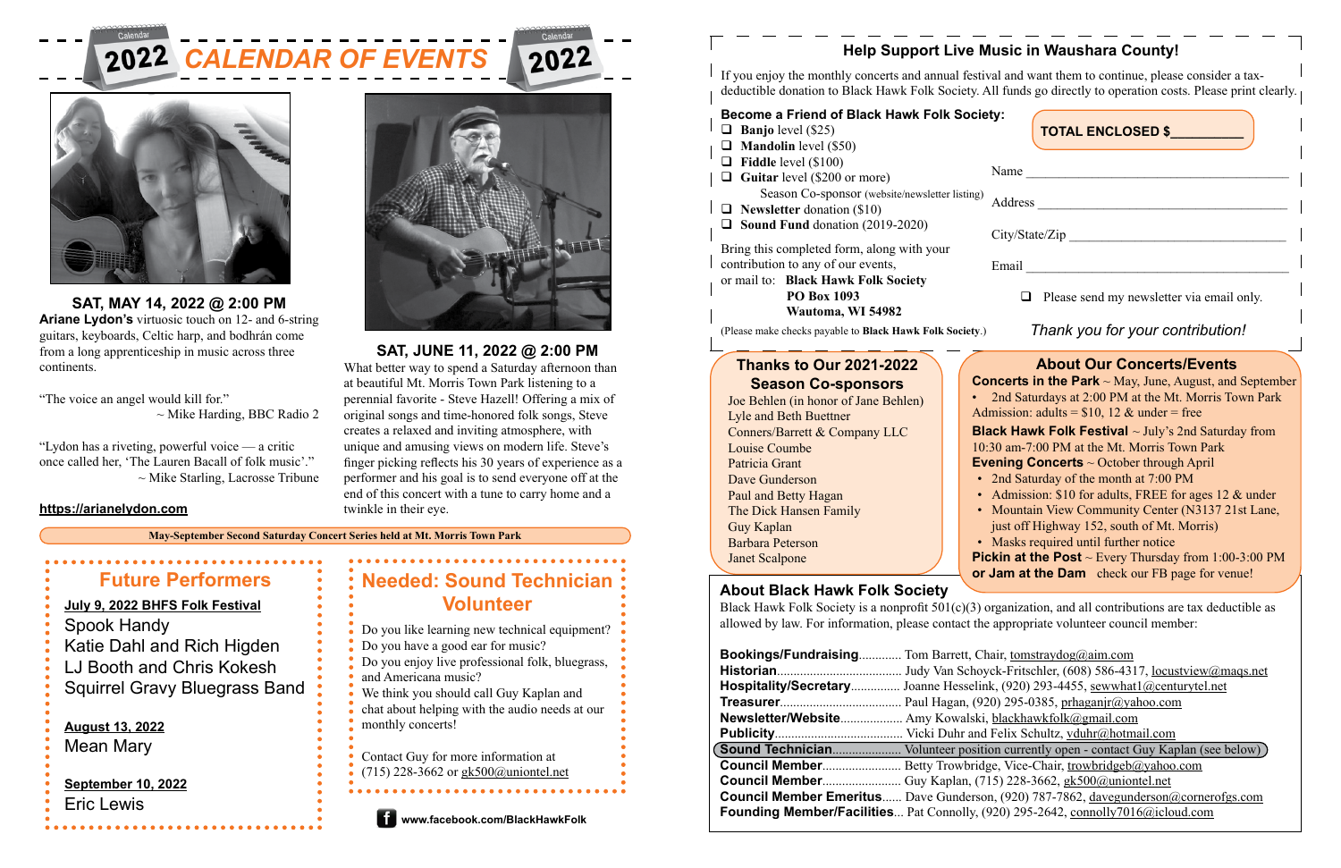# 2022 CALENDAR OF EVENTS 2022

**SAT, MAY 14, 2022 @ 2:00 PM**

**Ariane Lydon's** virtuosic touch on 12- and 6-string guitars, keyboards, Celtic harp, and bodhrán come from a long apprenticeship in music across three continents.

"The voice an angel would kill for."
~ Mike Harding, BBC Radio 2

"Lydon has a riveting, powerful voice — a critic once called her, 'The Lauren Bacall of folk music'."
~ Mike Starling, Lacrosse Tribune

**https://arianelydon.com**

**SAT, JUNE 11, 2022 @ 2:00 PM**

What better way to spend a Saturday afternoon than at beautiful Mt. Morris Town Park listening to a perennial favorite - Steve Hazell! Offering a mix of original songs and time-honored folk songs, Steve creates a relaxed and inviting atmosphere, with unique and amusing views on modern life. Steve's finger picking reflects his 30 years of experience as a performer and his goal is to send everyone off at the end of this concert with a tune to carry home and a twinkle in their eye.

**May-September Second Saturday Concert Series held at Mt. Morris Town Park**

## Future Performers

**July 9, 2022 BHFS Folk Festival**
Spook Handy
Katie Dahl and Rich Higden
LJ Booth and Chris Kokesh
Squirrel Gravy Bluegrass Band

**August 13, 2022**
Mean Mary

**September 10, 2022**
Eric Lewis

## Needed: Sound Technician Volunteer

Do you like learning new technical equipment?
Do you have a good ear for music?
Do you enjoy live professional folk, bluegrass, and Americana music?
We think you should call Guy Kaplan and chat about helping with the audio needs at our monthly concerts!

Contact Guy for more information at (715) 228-3662 or gk500@uniontel.net

www.facebook.com/BlackHawkFolk

## Help Support Live Music in Waushara County!

If you enjoy the monthly concerts and annual festival and want them to continue, please consider a tax-deductible donation to Black Hawk Folk Society. All funds go directly to operation costs. Please print clearly.

**Become a Friend of Black Hawk Folk Society:**

- ❑ **Banjo** level ($25)
- ❑ **Mandolin** level ($50)
- ❑ **Fiddle** level ($100)
- ❑ **Guitar** level ($200 or more)
  Season Co-sponsor (website/newsletter listing)
- ❑ **Newsletter** donation ($10)
- ❑ **Sound Fund** donation (2019-2020)

**TOTAL ENCLOSED $__________**

Name ______________________________

Address ______________________________

City/State/Zip ______________________________

Email ______________________________

❑ Please send my newsletter via email only.

Bring this completed form, along with your contribution to any of our events,
or mail to: **Black Hawk Folk Society**
**PO Box 1093**
**Wautoma, WI 54982**

(Please make checks payable to **Black Hawk Folk Society**.)

*Thank you for your contribution!*

## Thanks to Our 2021-2022 Season Co-sponsors

Joe Behlen (in honor of Jan Behlen)
Lyle and Beth Buettner
Conners/Barrett & Company LLC
Louise Coumbe
Patricia Grant
Dave Gunderson
Paul and Betty Hagan
The Dick Hansen Family
Guy Kaplan
Barbara Peterson
Janet Scalpone

## About Our Concerts/Events

**Concerts in the Park** ~ May, June, August, and September
- 2nd Saturdays at 2:00 PM at the Mt. Morris Town Park

Admission: adults = $10, 12 & under = free

**Black Hawk Folk Festival** ~ July's 2nd Saturday from 10:30 am-7:00 PM at the Mt. Morris Town Park

**Evening Concerts** ~ October through April
- 2nd Saturday of the month at 7:00 PM
- Admission: $10 for adults, FREE for ages 12 & under
- Mountain View Community Center (N3137 21st Lane, just off Highway 152, south of Mt. Morris)
- Masks required until further notice

**Pickin at the Post** ~ Every Thursday from 1:00-3:00 PM **or Jam at the Dam** check our FB page for venue!

## About Black Hawk Folk Society

Black Hawk Folk Society is a nonprofit 501(c)(3) organization, and all contributions are tax deductible as allowed by law. For information, please contact the appropriate volunteer council member:

**Bookings/Fundraising**............. Tom Barrett, Chair, tomstraydog@aim.com
**Historian**...................................... Judy Van Schoyck-Fritschler, (608) 586-4317, locustview@maqs.net
**Hospitality/Secretary**............... Joanne Hesselink, (920) 293-4455, sewwhat1@centurytel.net
**Treasurer**..................................... Paul Hagan, (920) 295-0385, prhaganjr@yahoo.com
**Newsletter/Website**.................. Amy Kowalski, blackhawkfolk@gmail.com
**Publicity**....................................... Vicki Duhr and Felix Schultz, vduhr@hotmail.com
**Sound Technician**..................... Volunteer position currently open - contact Guy Kaplan (see below)
**Council Member**........................ Betty Trowbridge, Vice-Chair, trowbridgeb@yahoo.com
**Council Member**........................ Guy Kaplan, (715) 228-3662, gk500@uniontel.net
**Council Member Emeritus**...... Dave Gunderson, (920) 787-7862, davegunderson@cornerofgs.com
**Founding Member/Facilities**... Pat Connolly, (920) 295-2642, connolly7016@icloud.com